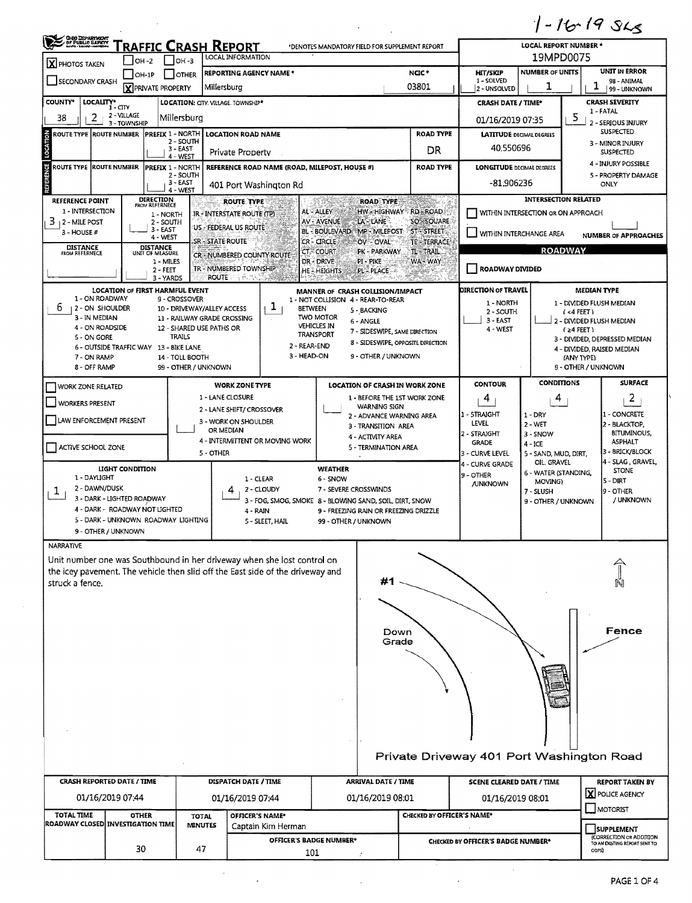1-16-19 SLS

# TRAFFIC CRASH REPORT

OHIO DEPARTMENT OF PUBLIC SAFETY

*DENOTES MANDATORY FIELD FOR SUPPLEMENT REPORT

| | |
|---|---|
| LOCAL REPORT NUMBER * | 19MPD0075 |
| [X] PHOTOS TAKEN | [ ] OH-2 [ ] OH-3 [ ] OH-1P [ ] OTHER |
| [ ] SECONDARY CRASH | [X] PRIVATE PROPERTY |
| REPORTING AGENCY NAME * | Millersburg |
| NCIC * | 03801 |
| HIT/SKIP (1 - SOLVED, 2 - UNSOLVED) | |
| NUMBER OF UNITS | 1 |
| UNIT IN ERROR (98 - ANIMAL, 99 - UNKNOWN) | 1 |
| COUNTY* | 38 |
| LOCALITY* (1 - CITY, 2 - VILLAGE, 3 - TOWNSHIP) | 2 |
| LOCATION: CITY, VILLAGE, TOWNSHIP* | Millersburg |
| CRASH DATE / TIME* | 01/16/2019 07:35 |
| CRASH SEVERITY (1 - FATAL, 2 - SERIOUS INJURY SUSPECTED, 3 - MINOR INJURY SUSPECTED, 4 - INJURY POSSIBLE, 5 - PROPERTY DAMAGE ONLY) | 5 |

## LOCATION

| ROUTE TYPE | ROUTE NUMBER | PREFIX (1 - NORTH, 2 - SOUTH, 3 - EAST, 4 - WEST) | LOCATION ROAD NAME | ROAD TYPE | LATITUDE DECIMAL DEGREES |
|---|---|---|---|---|---|
| | | | Private Property | DR | 40.550696 |

## REFERENCE

| ROUTE TYPE | ROUTE NUMBER | PREFIX (1 - NORTH, 2 - SOUTH, 3 - EAST, 4 - WEST) | REFERENCE ROAD NAME (ROAD, MILEPOST, HOUSE #) | ROAD TYPE | LONGITUDE DECIMAL DEGREES |
|---|---|---|---|---|---|
| | | | 401 Port Washington Rd | | -81.906236 |

REFERENCE POINT (1 - INTERSECTION, 2 - MILE POST, 3 - HOUSE #): 3

DIRECTION FROM REFERENCE (1 - NORTH, 2 - SOUTH, 3 - EAST, 4 - WEST):

DISTANCE FROM REFERENCE:

DISTANCE UNIT OF MEASURE (1 - MILES, 2 - FEET, 3 - YARDS):

ROUTE TYPE: IR - INTERSTATE ROUTE (TP), US - FEDERAL US ROUTE, SR - STATE ROUTE, CR - NUMBERED COUNTY ROUTE, TR - NUMBERED TOWNSHIP ROUTE

ROAD TYPE: AL - ALLEY, AV - AVENUE, BL - BOULEVARD, CR - CIRCLE, CT - COURT, DR - DRIVE, HE - HEIGHTS, HW - HIGHWAY, LA - LANE, MP - MILEPOST, OV - OVAL, PK - PARKWAY, PI - PIKE, PL - PLACE, RD - ROAD, SQ - SQUARE, ST - STREET, TE - TERRACE, TL - TRAIL, WA - WAY

INTERSECTION RELATED: [ ] WITHIN INTERSECTION OR ON APPROACH [ ] WITHIN INTERCHANGE AREA — NUMBER OF APPROACHES:

## ROADWAY

[ ] ROADWAY DIVIDED

LOCATION OF FIRST HARMFUL EVENT: 6
(1 - ON ROADWAY, 2 - ON SHOULDER, 3 - IN MEDIAN, 4 - ON ROADSIDE, 5 - ON GORE, 6 - OUTSIDE TRAFFIC WAY, 7 - ON RAMP, 8 - OFF RAMP, 9 - CROSSOVER, 10 - DRIVEWAY/ALLEY ACCESS, 11 - RAILWAY GRADE CROSSING, 12 - SHARED USE PATHS OR TRAILS, 13 - BIKE LANE, 14 - TOLL BOOTH, 99 - OTHER / UNKNOWN)

MANNER OF CRASH COLLISION/IMPACT: 1
(1 - NOT COLLISION BETWEEN TWO MOTOR VEHICLES IN TRANSPORT, 2 - REAR-END, 3 - HEAD-ON, 4 - REAR-TO-REAR, 5 - BACKING, 6 - ANGLE, 7 - SIDESWIPE, SAME DIRECTION, 8 - SIDESWIPE, OPPOSITE DIRECTION, 9 - OTHER / UNKNOWN)

DIRECTION OF TRAVEL (1 - NORTH, 2 - SOUTH, 3 - EAST, 4 - WEST):

MEDIAN TYPE: 1 - DIVIDED FLUSH MEDIAN (<4 FEET), 2 - DIVIDED FLUSH MEDIAN (≥4 FEET), 3 - DIVIDED, DEPRESSED MEDIAN, 4 - DIVIDED, RAISED MEDIAN (ANY TYPE), 9 - OTHER / UNKNOWN

[ ] WORK ZONE RELATED [ ] WORKERS PRESENT [ ] LAW ENFORCEMENT PRESENT [ ] ACTIVE SCHOOL ZONE

WORK ZONE TYPE: 1 - LANE CLOSURE, 2 - LANE SHIFT/ CROSSOVER, 3 - WORK ON SHOULDER OR MEDIAN, 4 - INTERMITTENT OR MOVING WORK, 5 - OTHER

LOCATION OF CRASH IN WORK ZONE: 1 - BEFORE THE 1ST WORK ZONE WARNING SIGN, 2 - ADVANCE WARNING AREA, 3 - TRANSITION AREA, 4 - ACTIVITY AREA, 5 - TERMINATION AREA

| CONTOUR | CONDITIONS | SURFACE |
|---|---|---|
| 4 | 4 | 2 |

CONTOUR: 1 - STRAIGHT LEVEL, 2 - STRAIGHT GRADE, 3 - CURVE LEVEL, 4 - CURVE GRADE, 9 - OTHER /UNKNOWN

CONDITIONS: 1 - DRY, 2 - WET, 3 - SNOW, 4 - ICE, 5 - SAND, MUD, DIRT, OIL, GRAVEL, 6 - WATER (STANDING, MOVING), 7 - SLUSH, 9 - OTHER / UNKNOWN

SURFACE: 1 - CONCRETE, 2 - BLACKTOP, BITUMINOUS, ASPHALT, 3 - BRICK/BLOCK, 4 - SLAG, GRAVEL, STONE, 5 - DIRT, 9 - OTHER / UNKNOWN

LIGHT CONDITION: 1
(1 - DAYLIGHT, 2 - DAWN/DUSK, 3 - DARK - LIGHTED ROADWAY, 4 - DARK - ROADWAY NOT LIGHTED, 5 - DARK - UNKNOWN ROADWAY LIGHTING, 9 - OTHER / UNKNOWN)

WEATHER: 4
(1 - CLEAR, 2 - CLOUDY, 3 - FOG, SMOG, SMOKE, 4 - RAIN, 5 - SLEET, HAIL, 6 - SNOW, 7 - SEVERE CROSSWINDS, 8 - BLOWING SAND, SOIL, DIRT, SNOW, 9 - FREEZING RAIN OR FREEZING DRIZZLE, 99 - OTHER / UNKNOWN)

## NARRATIVE

Unit number one was Southbound in her driveway when she lost control on the icey pavement. The vehicle then slid off the East side of the driveway and struck a fence.

#1 — Down Grade — Fence — N

Private Driveway 401 Port Washington Road

| CRASH REPORTED DATE / TIME | DISPATCH DATE / TIME | ARRIVAL DATE / TIME | SCENE CLEARED DATE / TIME | REPORT TAKEN BY |
|---|---|---|---|---|
| 01/16/2019 07:44 | 01/16/2019 07:44 | 01/16/2019 08:01 | 01/16/2019 08:01 | [X] POLICE AGENCY [ ] MOTORIST |

| TOTAL TIME ROADWAY CLOSED | OTHER INVESTIGATION TIME | TOTAL MINUTES | OFFICER'S NAME* | OFFICER'S BADGE NUMBER* | CHECKED BY OFFICER'S NAME* | CHECKED BY OFFICER'S BADGE NUMBER* |
|---|---|---|---|---|---|---|
| | 30 | 47 | Captain Kim Herman | 101 | | |

[ ] SUPPLEMENT (CORRECTION OR ADDITION TO AN EXISTING REPORT SENT TO ODPS)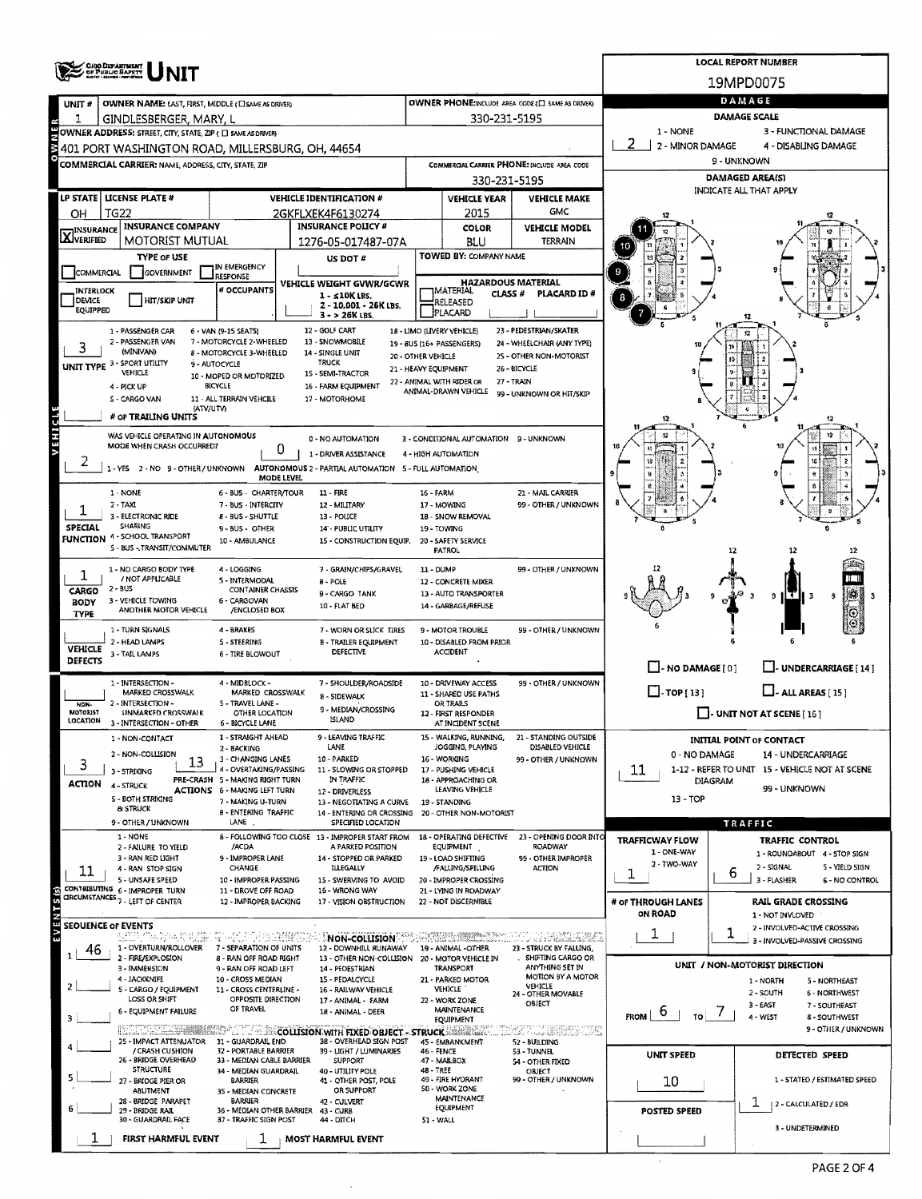# OHIO DEPARTMENT OF PUBLIC SAFETY — UNIT

**LOCAL REPORT NUMBER:** 19MPD0075

## OWNER

| UNIT # | OWNER NAME: LAST, FIRST, MIDDLE (☐ SAME AS DRIVER) | OWNER PHONE: INCLUDE AREA CODE (☐ SAME AS DRIVER) |
|---|---|---|
| 1 | GINDLESBERGER, MARY, L | 330-231-5195 |

**OWNER ADDRESS:** STREET, CITY, STATE, ZIP (☐ SAME AS DRIVER)
401 PORT WASHINGTON ROAD, MILLERSBURG, OH, 44654

**COMMERCIAL CARRIER:** NAME, ADDRESS, CITY, STATE, ZIP

**COMMERCIAL CARRIER PHONE:** INCLUDE AREA CODE
330-231-5195

| LP STATE | LICENSE PLATE # | VEHICLE IDENTIFICATION # | VEHICLE YEAR | VEHICLE MAKE |
|---|---|---|---|---|
| OH | TG22 | 2GKFLXEK4F6130274 | 2015 | GMC |

| INSURANCE VERIFIED | INSURANCE COMPANY | INSURANCE POLICY # | COLOR | VEHICLE MODEL |
|---|---|---|---|---|
| X | MOTORIST MUTUAL | 1276-05-017487-07A | BLU | TERRAIN |

**TYPE OF USE:** ☐ COMMERCIAL ☐ GOVERNMENT ☐ IN EMERGENCY RESPONSE

**US DOT #**

**TOWED BY:** COMPANY NAME

**INTERLOCK DEVICE EQUIPPED** ☐ **HIT/SKIP UNIT** ☐ **# OCCUPANTS**

**VEHICLE WEIGHT GVWR/GCWR:** 1 - ≤10K LBS. 2 - 10.001 - 26K LBS. 3 - > 26K LBS.

**HAZARDOUS MATERIAL:** ☐ MATERIAL RELEASED ☐ PLACARD CLASS # PLACARD ID #

## VEHICLE

**UNIT TYPE:** 3
1 - PASSENGER CAR, 2 - PASSENGER VAN (MINIVAN), 3 - SPORT UTILITY VEHICLE, 4 - PICK UP, 5 - CARGO VAN, 6 - VAN (9-15 SEATS), 7 - MOTORCYCLE 2-WHEELED, 8 - MOTORCYCLE 3-WHEELED, 9 - AUTOCYCLE, 10 - MOPED OR MOTORIZED BICYCLE, 11 - ALL TERRAIN VEHICLE (ATV/UTV), 12 - GOLF CART, 13 - SNOWMOBILE, 14 - SINGLE UNIT TRUCK, 15 - SEMI-TRACTOR, 16 - FARM EQUIPMENT, 17 - MOTORHOME, 18 - LIMO (LIVERY VEHICLE), 19 - BUS (16+ PASSENGERS), 20 - OTHER VEHICLE, 21 - HEAVY EQUIPMENT, 22 - ANIMAL WITH RIDER OR ANIMAL-DRAWN VEHICLE, 23 - PEDESTRIAN/SKATER, 24 - WHEELCHAIR (ANY TYPE), 25 - OTHER NON-MOTORIST, 26 - BICYCLE, 27 - TRAIN, 99 - UNKNOWN OR HIT/SKIP

**# OF TRAILING UNITS:**

**WAS VEHICLE OPERATING IN AUTONOMOUS MODE WHEN CRASH OCCURRED?** 2
1 - YES 2 - NO 9 - OTHER / UNKNOWN

**AUTONOMOUS MODE LEVEL:** 0
0 - NO AUTOMATION, 1 - DRIVER ASSISTANCE, 2 - PARTIAL AUTOMATION, 3 - CONDITIONAL AUTOMATION, 4 - HIGH AUTOMATION, 5 - FULL AUTOMATION, 9 - UNKNOWN

**SPECIAL FUNCTION:** 1
1 - NONE, 2 - TAXI, 3 - ELECTRONIC RIDE SHARING, 4 - SCHOOL TRANSPORT, 5 - BUS - TRANSIT/COMMUTER, 6 - BUS - CHARTER/TOUR, 7 - BUS - INTERCITY, 8 - BUS - SHUTTLE, 9 - BUS - OTHER, 10 - AMBULANCE, 11 - FIRE, 12 - MILITARY, 13 - POLICE, 14 - PUBLIC UTILITY, 15 - CONSTRUCTION EQUIP., 16 - FARM, 17 - MOWING, 18 - SNOW REMOVAL, 19 - TOWING, 20 - SAFETY SERVICE PATROL, 21 - MAIL CARRIER, 99 - OTHER / UNKNOWN

**CARGO BODY TYPE:** 1
1 - NO CARGO BODY TYPE / NOT APPLICABLE, 2 - BUS, 3 - VEHICLE TOWING ANOTHER MOTOR VEHICLE, 4 - LOGGING, 5 - INTERMODAL CONTAINER CHASSIS, 6 - CARGOVAN /ENCLOSED BOX, 7 - GRAIN/CHIPS/GRAVEL, 8 - POLE, 9 - CARGO TANK, 10 - FLAT BED, 11 - DUMP, 12 - CONCRETE MIXER, 13 - AUTO TRANSPORTER, 14 - GARBAGE/REFUSE, 99 - OTHER / UNKNOWN

**VEHICLE DEFECTS:**
1 - TURN SIGNALS, 2 - HEAD LAMPS, 3 - TAIL LAMPS, 4 - BRAKES, 5 - STEERING, 6 - TIRE BLOWOUT, 7 - WORN OR SLICK TIRES, 8 - TRAILER EQUIPMENT DEFECTIVE, 9 - MOTOR TROUBLE, 10 - DISABLED FROM PRIOR ACCIDENT, 99 - OTHER / UNKNOWN

**NON-MOTORIST LOCATION:**
1 - INTERSECTION - MARKED CROSSWALK, 2 - INTERSECTION - UNMARKED CROSSWALK, 3 - INTERSECTION - OTHER, 4 - MIDBLOCK - MARKED CROSSWALK, 5 - TRAVEL LANE - OTHER LOCATION, 6 - BICYCLE LANE, 7 - SHOULDER/ROADSIDE, 8 - SIDEWALK, 9 - MEDIAN/CROSSING ISLAND, 10 - DRIVEWAY ACCESS, 11 - SHARED USE PATHS OR TRAILS, 12 - FIRST RESPONDER AT INCIDENT SCENE, 99 - OTHER / UNKNOWN

**ACTION:** 3
1 - NON-CONTACT, 2 - NON-COLLISION, 3 - STRIKING, 4 - STRUCK, 5 - BOTH STRIKING & STRUCK, 9 - OTHER / UNKNOWN

**PRE-CRASH ACTIONS:** 13
1 - STRAIGHT AHEAD, 2 - BACKING, 3 - CHANGING LANES, 4 - OVERTAKING/PASSING, 5 - MAKING RIGHT TURN, 6 - MAKING LEFT TURN, 7 - MAKING U-TURN, 8 - ENTERING TRAFFIC LANE, 9 - LEAVING TRAFFIC LANE, 10 - PARKED, 11 - SLOWING OR STOPPED IN TRAFFIC, 12 - DRIVERLESS, 13 - NEGOTIATING A CURVE, 14 - ENTERING OR CROSSING SPECIFIED LOCATION, 15 - WALKING, RUNNING, JOGGING, PLAYING, 16 - WORKING, 17 - PUSHING VEHICLE, 18 - APPROACHING OR LEAVING VEHICLE, 19 - STANDING, 20 - OTHER NON-MOTORIST, 21 - STANDING OUTSIDE DISABLED VEHICLE, 99 - OTHER / UNKNOWN

## EVENTS

**CONTRIBUTING CIRCUMSTANCES:** 11
1 - NONE, 2 - FAILURE TO YIELD, 3 - RAN RED LIGHT, 4 - RAN STOP SIGN, 5 - UNSAFE SPEED, 6 - IMPROPER TURN, 7 - LEFT OF CENTER, 8 - FOLLOWING TOO CLOSE /ACDA, 9 - IMPROPER LANE CHANGE, 10 - IMPROPER PASSING, 11 - DROVE OFF ROAD, 12 - IMPROPER BACKING, 13 - IMPROPER START FROM A PARKED POSITION, 14 - STOPPED OR PARKED ILLEGALLY, 15 - SWERVING TO AVOID, 16 - WRONG WAY, 17 - VISION OBSTRUCTION, 18 - OPERATING DEFECTIVE EQUIPMENT, 19 - LOAD SHIFTING /FALLING/SPILLING, 20 - IMPROPER CROSSING, 21 - LYING IN ROADWAY, 22 - NOT DISCERNIBLE, 23 - OPENING DOOR INTO ROADWAY, 99 - OTHER IMPROPER ACTION

**SEQUENCE OF EVENTS**

| # | Event |
|---|---|
| 1 | 46 |
| 2 | |
| 3 | |
| 4 | |
| 5 | |
| 6 | |

NON-COLLISION: 1 - OVERTURN/ROLLOVER, 2 - FIRE/EXPLOSION, 3 - IMMERSION, 4 - JACKKNIFE, 5 - CARGO / EQUIPMENT LOSS OR SHIFT, 6 - EQUIPMENT FAILURE, 7 - SEPARATION OF UNITS, 8 - RAN OFF ROAD RIGHT, 9 - RAN OFF ROAD LEFT, 10 - CROSS MEDIAN, 11 - CROSS CENTERLINE - OPPOSITE DIRECTION OF TRAVEL, 12 - DOWNHILL RUNAWAY, 13 - OTHER NON-COLLISION, 14 - PEDESTRIAN, 15 - PEDALCYCLE, 16 - RAILWAY VEHICLE, 17 - ANIMAL - FARM, 18 - ANIMAL - DEER, 19 - ANIMAL - OTHER, 20 - MOTOR VEHICLE IN TRANSPORT, 21 - PARKED MOTOR VEHICLE, 22 - WORK ZONE MAINTENANCE EQUIPMENT, 23 - STRUCK BY FALLING, SHIFTING CARGO OR ANYTHING SET IN MOTION BY A MOTOR VEHICLE, 24 - OTHER MOVABLE OBJECT

COLLISION WITH FIXED OBJECT - STRUCK: 25 - IMPACT ATTENUATOR / CRASH CUSHION, 26 - BRIDGE OVERHEAD STRUCTURE, 27 - BRIDGE PIER OR ABUTMENT, 28 - BRIDGE PARAPET, 29 - BRIDGE RAIL, 30 - GUARDRAIL FACE, 31 - GUARDRAIL END, 32 - PORTABLE BARRIER, 33 - MEDIAN CABLE BARRIER, 34 - MEDIAN GUARDRAIL BARRIER, 35 - MEDIAN CONCRETE BARRIER, 36 - MEDIAN OTHER BARRIER, 37 - TRAFFIC SIGN POST, 38 - OVERHEAD SIGN POST, 39 - LIGHT / LUMINARIES SUPPORT, 40 - UTILITY POLE, 41 - OTHER POST, POLE OR SUPPORT, 42 - CULVERT, 43 - CURB, 44 - DITCH, 45 - EMBANKMENT, 46 - FENCE, 47 - MAILBOX, 48 - TREE, 49 - FIRE HYDRANT, 50 - WORK ZONE MAINTENANCE EQUIPMENT, 51 - WALL, 52 - BUILDING, 53 - TUNNEL, 54 - OTHER FIXED OBJECT, 99 - OTHER / UNKNOWN

**FIRST HARMFUL EVENT:** 1 **MOST HARMFUL EVENT:** 1

## DAMAGE

**DAMAGE SCALE:** 2
1 - NONE, 2 - MINOR DAMAGE, 3 - FUNCTIONAL DAMAGE, 4 - DISABLING DAMAGE, 9 - UNKNOWN

**DAMAGED AREA(S)** INDICATE ALL THAT APPLY: 7, 8, 9, 10, 11

☐ - NO DAMAGE [0] ☐ - UNDERCARRIAGE [14] ☐ - TOP [13] ☐ - ALL AREAS [15] ☐ - UNIT NOT AT SCENE [16]

**INITIAL POINT OF CONTACT:** 11
0 - NO DAMAGE, 1-12 - REFER TO UNIT DIAGRAM, 13 - TOP, 14 - UNDERCARRIAGE, 15 - VEHICLE NOT AT SCENE, 99 - UNKNOWN

## TRAFFIC

**TRAFFICWAY FLOW:** 1
1 - ONE-WAY, 2 - TWO-WAY

**TRAFFIC CONTROL:** 6
1 - ROUNDABOUT, 2 - SIGNAL, 3 - FLASHER, 4 - STOP SIGN, 5 - YIELD SIGN, 6 - NO CONTROL

**# OF THROUGH LANES ON ROAD:** 1

**RAIL GRADE CROSSING:** 1
1 - NOT INVLOVED, 2 - INVOLVED-ACTIVE CROSSING, 3 - INVOLVED-PASSIVE CROSSING

**UNIT / NON-MOTORIST DIRECTION:** FROM 6 TO 7
1 - NORTH, 2 - SOUTH, 3 - EAST, 4 - WEST, 5 - NORTHEAST, 6 - NORTHWEST, 7 - SOUTHEAST, 8 - SOUTHWEST, 9 - OTHER / UNKNOWN

**UNIT SPEED:** 10

**POSTED SPEED:**

**DETECTED SPEED:** 1
1 - STATED / ESTIMATED SPEED, 2 - CALCULATED / EDR, 3 - UNDETERMINED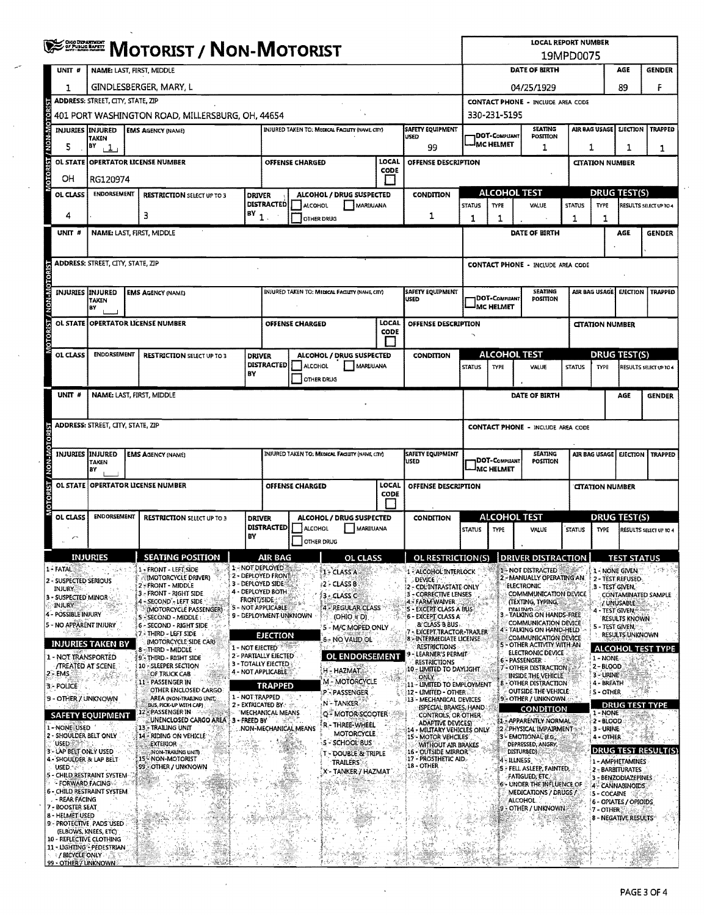# MOTORIST / NON-MOTORIST

Ohio Department of Public Safety

| LOCAL REPORT NUMBER |
|---|
| 19MPD0075 |

## Unit 1 — MOTORIST / NON-MOTORIST

| UNIT # | NAME: LAST, FIRST, MIDDLE | DATE OF BIRTH | AGE | GENDER |
|---|---|---|---|---|
| 1 | GINDLESBERGER, MARY, L | 04/25/1929 | 89 | F |

| ADDRESS: STREET, CITY, STATE, ZIP | CONTACT PHONE - INCLUDE AREA CODE |
|---|---|
| 401 PORT WASHINGTON ROAD, MILLERSBURG, OH, 44654 | 330-231-5195 |

| INJURIES | INJURED TAKEN BY | EMS AGENCY (NAME) | INJURED TAKEN TO: MEDICAL FACILITY (NAME, CITY) | SAFETY EQUIPMENT USED | DOT-COMPLIANT MC HELMET | SEATING POSITION | AIR BAG USAGE | EJECTION | TRAPPED |
|---|---|---|---|---|---|---|---|---|---|
| 5 | 1 | | | 99 | | 1 | 1 | 1 | 1 |

| OL STATE | OPERATOR LICENSE NUMBER | OFFENSE CHARGED | LOCAL CODE | OFFENSE DESCRIPTION | CITATION NUMBER |
|---|---|---|---|---|---|
| OH | RG120974 | | | | |

| OL CLASS | ENDORSEMENT | RESTRICTION SELECT UP TO 3 | DRIVER DISTRACTED BY | ALCOHOL / DRUG SUSPECTED | CONDITION | ALCOHOL TEST STATUS | ALCOHOL TEST TYPE | ALCOHOL TEST VALUE | DRUG TEST STATUS | DRUG TEST TYPE | RESULTS SELECT UP TO 4 |
|---|---|---|---|---|---|---|---|---|---|---|---|
| 4 | | 3 | 1 | | 1 | 1 | 1 | | 1 | 1 | |

## Unit — MOTORIST / NON-MOTORIST

| UNIT # | NAME: LAST, FIRST, MIDDLE | DATE OF BIRTH | AGE | GENDER |
|---|---|---|---|---|
| | | | | |

| ADDRESS: STREET, CITY, STATE, ZIP | CONTACT PHONE - INCLUDE AREA CODE |
|---|---|
| | |

| INJURIES | INJURED TAKEN BY | EMS AGENCY (NAME) | INJURED TAKEN TO: MEDICAL FACILITY (NAME, CITY) | SAFETY EQUIPMENT USED | DOT-COMPLIANT MC HELMET | SEATING POSITION | AIR BAG USAGE | EJECTION | TRAPPED |
|---|---|---|---|---|---|---|---|---|---|
| | | | | | | | | | |

| OL STATE | OPERATOR LICENSE NUMBER | OFFENSE CHARGED | LOCAL CODE | OFFENSE DESCRIPTION | CITATION NUMBER |
|---|---|---|---|---|---|
| | | | | | |

| OL CLASS | ENDORSEMENT | RESTRICTION SELECT UP TO 3 | DRIVER DISTRACTED BY | ALCOHOL / DRUG SUSPECTED | CONDITION | ALCOHOL TEST STATUS | ALCOHOL TEST TYPE | ALCOHOL TEST VALUE | DRUG TEST STATUS | DRUG TEST TYPE | RESULTS SELECT UP TO 4 |
|---|---|---|---|---|---|---|---|---|---|---|---|
| | | | | | | | | | | | |

## Unit — MOTORIST / NON-MOTORIST

| UNIT # | NAME: LAST, FIRST, MIDDLE | DATE OF BIRTH | AGE | GENDER |
|---|---|---|---|---|
| | | | | |

| ADDRESS: STREET, CITY, STATE, ZIP | CONTACT PHONE - INCLUDE AREA CODE |
|---|---|
| | |

| INJURIES | INJURED TAKEN BY | EMS AGENCY (NAME) | INJURED TAKEN TO: MEDICAL FACILITY (NAME, CITY) | SAFETY EQUIPMENT USED | DOT-COMPLIANT MC HELMET | SEATING POSITION | AIR BAG USAGE | EJECTION | TRAPPED |
|---|---|---|---|---|---|---|---|---|---|
| | | | | | | | | | |

| OL STATE | OPERATOR LICENSE NUMBER | OFFENSE CHARGED | LOCAL CODE | OFFENSE DESCRIPTION | CITATION NUMBER |
|---|---|---|---|---|---|
| | | | | | |

| OL CLASS | ENDORSEMENT | RESTRICTION SELECT UP TO 3 | DRIVER DISTRACTED BY | ALCOHOL / DRUG SUSPECTED | CONDITION | ALCOHOL TEST STATUS | ALCOHOL TEST TYPE | ALCOHOL TEST VALUE | DRUG TEST STATUS | DRUG TEST TYPE | RESULTS SELECT UP TO 4 |
|---|---|---|---|---|---|---|---|---|---|---|---|
| | | | | | | | | | | | |

## Codes

### INJURIES
1 - FATAL
2 - SUSPECTED SERIOUS INJURY
3 - SUSPECTED MINOR INJURY
4 - POSSIBLE INJURY
5 - NO APPARENT INJURY

### INJURIES TAKEN BY
1 - NOT TRANSPORTED /TREATED AT SCENE
2 - EMS
3 - POLICE
9 - OTHER / UNKNOWN

### SAFETY EQUIPMENT
1 - NONE USED
2 - SHOULDER BELT ONLY USED
3 - LAP BELT ONLY USED
4 - SHOULDER & LAP BELT USED
5 - CHILD RESTRAINT SYSTEM - FORWARD FACING
6 - CHILD RESTRAINT SYSTEM - REAR FACING
7 - BOOSTER SEAT
8 - HELMET USED
9 - PROTECTIVE PADS USED (ELBOWS, KNEES, ETC)
10 - REFLECTIVE CLOTHING
11 - LIGHTING - PEDESTRIAN / BICYCLE ONLY
99 - OTHER / UNKNOWN

### SEATING POSITION
1 - FRONT - LEFT SIDE (MOTORCYCLE DRIVER)
2 - FRONT - MIDDLE
3 - FRONT - RIGHT SIDE
4 - SECOND - LEFT SIDE (MOTORCYCLE PASSENGER)
5 - SECOND - MIDDLE
6 - SECOND - RIGHT SIDE
7 - THIRD - LEFT SIDE (MOTORCYCLE SIDE CAR)
8 - THIRD - MIDDLE
9 - THIRD - RIGHT SIDE
10 - SLEEPER SECTION OF TRUCK CAB
11 - PASSENGER IN OTHER ENCLOSED CARGO AREA (NON-TRAILING UNIT, BUS, PICK-UP WITH CAP)
12 - PASSENGER IN UNENCLOSED CARGO AREA
13 - TRAILING UNIT
14 - RIDING ON VEHICLE EXTERIOR (NON-TRAILING UNIT)
15 - NON-MOTORIST
99 - OTHER / UNKNOWN

### AIR BAG
1 - NOT DEPLOYED
2 - DEPLOYED FRONT
3 - DEPLOYED SIDE
4 - DEPLOYED BOTH FRONT/SIDE
5 - NOT APPLICABLE
9 - DEPLOYMENT UNKNOWN

### EJECTION
1 - NOT EJECTED
2 - PARTIALLY EJECTED
3 - TOTALLY EJECTED
4 - NOT APPLICABLE

### TRAPPED
1 - NOT TRAPPED
2 - EXTRICATED BY MECHANICAL MEANS
3 - FREED BY NON-MECHANICAL MEANS

### OL CLASS
1 - CLASS A
2 - CLASS B
3 - CLASS C
4 - REGULAR CLASS (OHIO = D)
5 - M/C MOPED ONLY
6 - NO VALID OL

### OL ENDORSEMENT
H - HAZMAT
M - MOTORCYCLE
P - PASSENGER
N - TANKER
Q - MOTOR SCOOTER
R - THREE-WHEEL MOTORCYCLE
S - SCHOOL BUS
T - DOUBLE & TRIPLE TRAILERS
X - TANKER / HAZMAT

### OL RESTRICTION(S)
1 - ALCOHOL INTERLOCK DEVICE
2 - CDL INTRASTATE ONLY
3 - CORRECTIVE LENSES
4 - FARM WAIVER
5 - EXCEPT CLASS A BUS
6 - EXCEPT CLASS A & CLASS B BUS
7 - EXCEPT TRACTOR-TRAILER
8 - INTERMEDIATE LICENSE RESTRICTIONS
9 - LEARNER'S PERMIT RESTRICTIONS
10 - LIMITED TO DAYLIGHT ONLY
11 - LIMITED TO EMPLOYMENT
12 - LIMITED - OTHER
13 - MECHANICAL DEVICES (SPECIAL BRAKES, HAND CONTROLS, OR OTHER ADAPTIVE DEVICES)
14 - MILITARY VEHICLES ONLY
15 - MOTOR VEHICLES WITHOUT AIR BRAKES
16 - OUTSIDE MIRROR
17 - PROSTHETIC AID
18 - OTHER

### DRIVER DISTRACTION
1 - NOT DISTRACTED
2 - MANUALLY OPERATING AN ELECTRONIC COMMMUNICATION DEVICE (TEXTING, TYPING, DIALING)
3 - TALKING ON HANDS-FREE COMMUNICATION DEVICE
4 - TALKING ON HAND-HELD COMMUNICATION DEVICE
5 - OTHER ACTIVITY WITH AN ELECTRONIC DEVICE
6 - PASSENGER
7 - OTHER DISTRACTION INSIDE THE VEHICLE
8 - OTHER DISTRACTION OUTSIDE THE VEHICLE
9 - OTHER / UNKNOWN

### CONDITION
1 - APPARENTLY NORMAL
2 - PHYSICAL IMPAIRMENT
3 - EMOTIONAL (E.G., DEPRESSED, ANGRY, DISTURBED)
4 - ILLNESS
5 - FELL ASLEEP, FAINTED, FATIGUED, ETC.
6 - UNDER THE INFLUENCE OF MEDICATIONS / DRUGS / ALCOHOL
9 - OTHER / UNKNOWN

### TEST STATUS
1 - NONE GIVEN
2 - TEST REFUSED
3 - TEST GIVEN, CONTAMINATED SAMPLE / UNUSABLE
4 - TEST GIVEN, RESULTS KNOWN
5 - TEST GIVEN, RESULTS UNKNOWN

### ALCOHOL TEST TYPE
1 - NONE
2 - BLOOD
3 - URINE
4 - BREATH
5 - OTHER

### DRUG TEST TYPE
1 - NONE
2 - BLOOD
3 - URINE
4 - OTHER

### DRUG TEST RESULT(S)
1 - AMPHETAMINES
2 - BARBITURATES
3 - BENZODIAZEPINES
4 - CANNABINOIDS
5 - COCAINE
6 - OPIATES / OPIOIDS
7 - OTHER
8 - NEGATIVE RESULTS